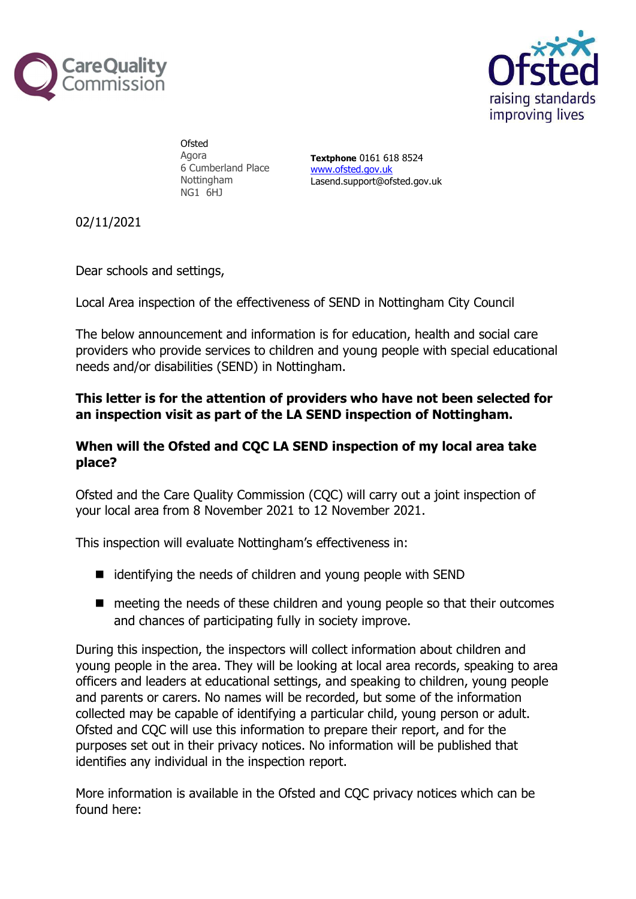Ofsted
Agora
6 Cumberland Place
Nottingham
NG1 6HJ

**Textphone** 0161 618 8524
[www.ofsted.gov.uk](http://www.ofsted.gov.uk)
Lasend.support@ofsted.gov.uk

02/11/2021

Dear schools and settings,

Local Area inspection of the effectiveness of SEND in Nottingham City Council

The below announcement and information is for education, health and social care providers who provide services to children and young people with special educational needs and/or disabilities (SEND) in Nottingham.

**This letter is for the attention of providers who have not been selected for an inspection visit as part of the LA SEND inspection of Nottingham.**

**When will the Ofsted and CQC LA SEND inspection of my local area take place?**

Ofsted and the Care Quality Commission (CQC) will carry out a joint inspection of your local area from 8 November 2021 to 12 November 2021.

This inspection will evaluate Nottingham's effectiveness in:

- identifying the needs of children and young people with SEND
- meeting the needs of these children and young people so that their outcomes and chances of participating fully in society improve.

During this inspection, the inspectors will collect information about children and young people in the area. They will be looking at local area records, speaking to area officers and leaders at educational settings, and speaking to children, young people and parents or carers. No names will be recorded, but some of the information collected may be capable of identifying a particular child, young person or adult. Ofsted and CQC will use this information to prepare their report, and for the purposes set out in their privacy notices. No information will be published that identifies any individual in the inspection report.

More information is available in the Ofsted and CQC privacy notices which can be found here: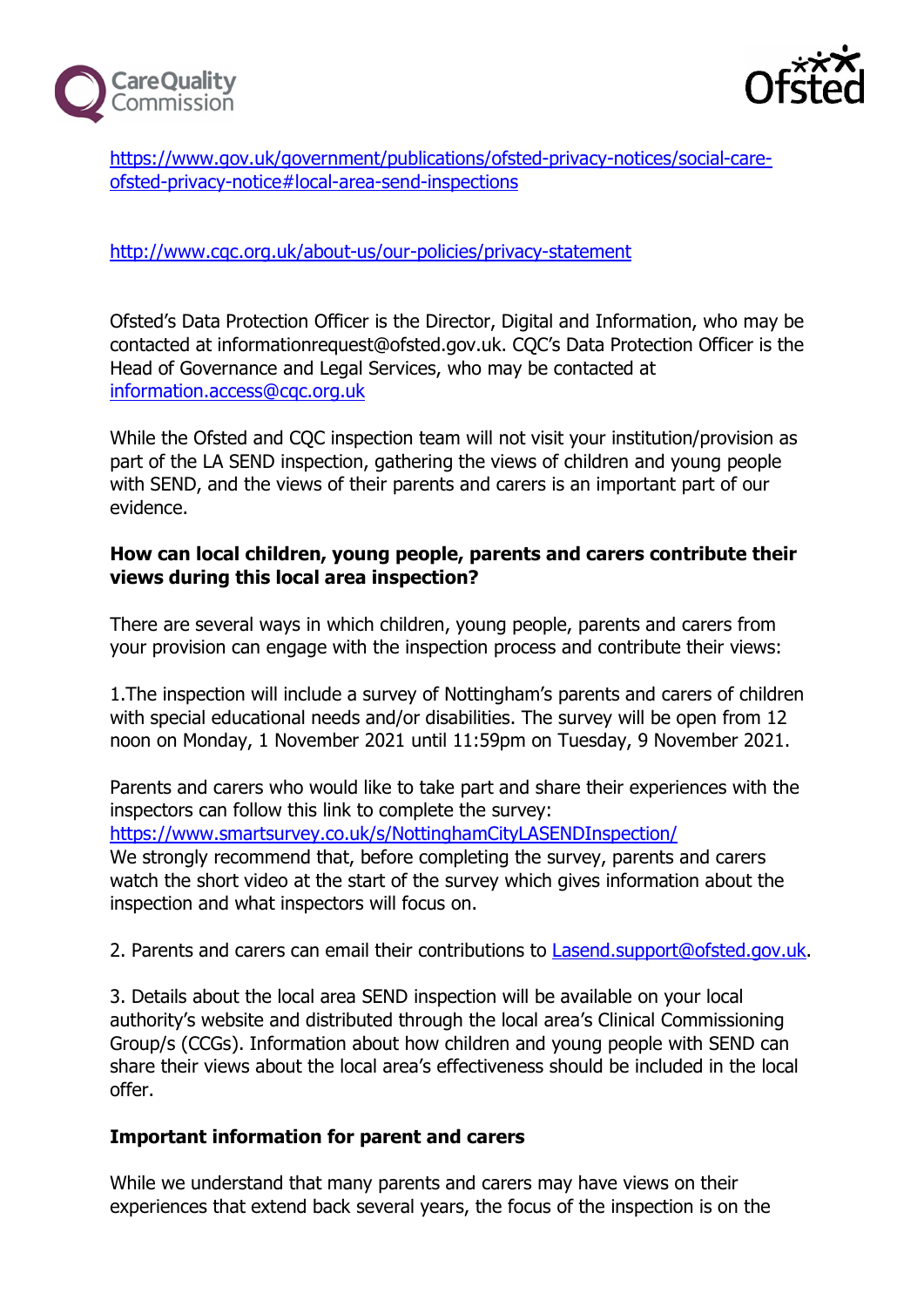https://www.gov.uk/government/publications/ofsted-privacy-notices/social-care-ofsted-privacy-notice#local-area-send-inspections

http://www.cqc.org.uk/about-us/our-policies/privacy-statement

Ofsted's Data Protection Officer is the Director, Digital and Information, who may be contacted at informationrequest@ofsted.gov.uk. CQC's Data Protection Officer is the Head of Governance and Legal Services, who may be contacted at information.access@cqc.org.uk

While the Ofsted and CQC inspection team will not visit your institution/provision as part of the LA SEND inspection, gathering the views of children and young people with SEND, and the views of their parents and carers is an important part of our evidence.

**How can local children, young people, parents and carers contribute their views during this local area inspection?**

There are several ways in which children, young people, parents and carers from your provision can engage with the inspection process and contribute their views:

1.The inspection will include a survey of Nottingham's parents and carers of children with special educational needs and/or disabilities. The survey will be open from 12 noon on Monday, 1 November 2021 until 11:59pm on Tuesday, 9 November 2021.

Parents and carers who would like to take part and share their experiences with the inspectors can follow this link to complete the survey:
https://www.smartsurvey.co.uk/s/NottinghamCityLASENDInspection/
We strongly recommend that, before completing the survey, parents and carers watch the short video at the start of the survey which gives information about the inspection and what inspectors will focus on.

2. Parents and carers can email their contributions to Lasend.support@ofsted.gov.uk.

3. Details about the local area SEND inspection will be available on your local authority's website and distributed through the local area's Clinical Commissioning Group/s (CCGs). Information about how children and young people with SEND can share their views about the local area's effectiveness should be included in the local offer.

**Important information for parent and carers**

While we understand that many parents and carers may have views on their experiences that extend back several years, the focus of the inspection is on the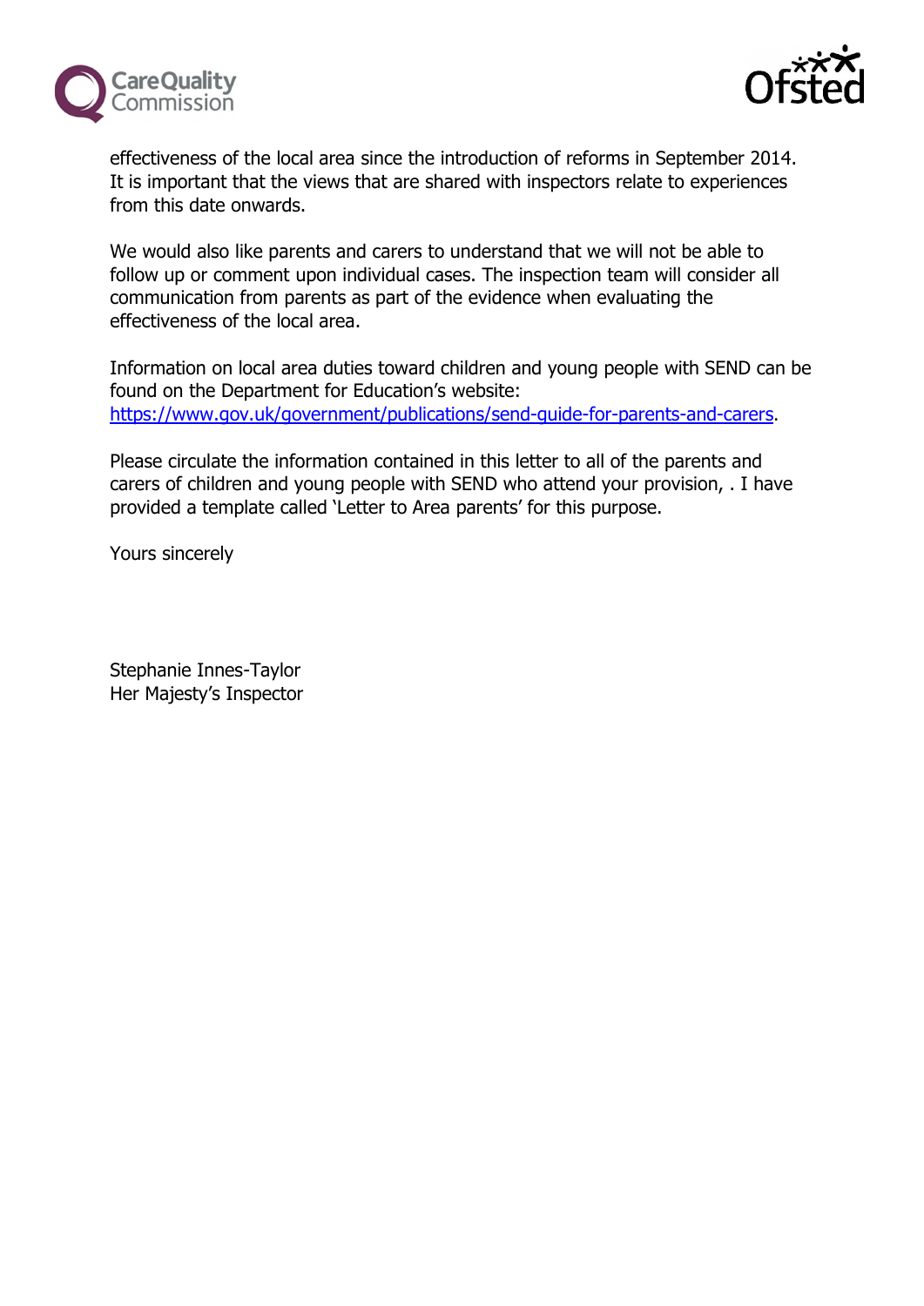effectiveness of the local area since the introduction of reforms in September 2014. It is important that the views that are shared with inspectors relate to experiences from this date onwards.

We would also like parents and carers to understand that we will not be able to follow up or comment upon individual cases. The inspection team will consider all communication from parents as part of the evidence when evaluating the effectiveness of the local area.

Information on local area duties toward children and young people with SEND can be found on the Department for Education's website: [https://www.gov.uk/government/publications/send-guide-for-parents-and-carers](https://www.gov.uk/government/publications/send-guide-for-parents-and-carers).

Please circulate the information contained in this letter to all of the parents and carers of children and young people with SEND who attend your provision, . I have provided a template called 'Letter to Area parents' for this purpose.

Yours sincerely

Stephanie Innes-Taylor
Her Majesty's Inspector